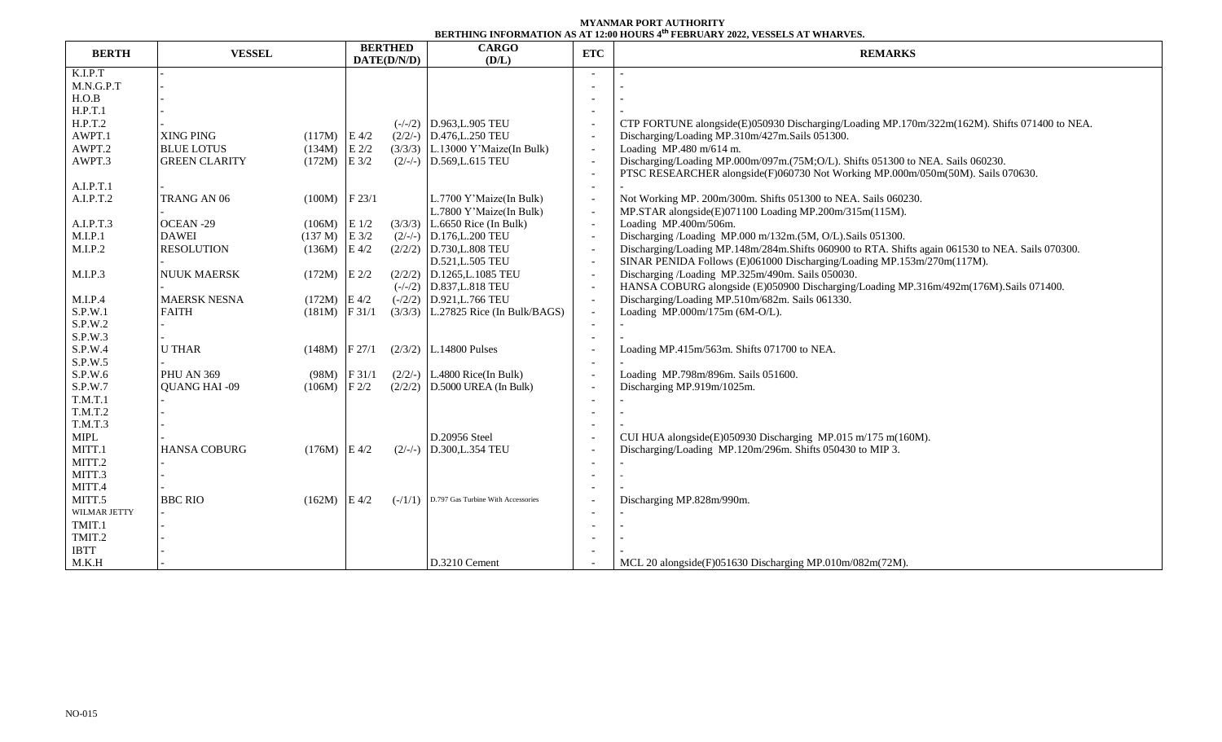**MYANMAR PORT AUTHORITY**
**BERTHING INFORMATION AS AT 12:00 HOURS 4th FEBRUARY 2022, VESSELS AT WHARVES.**

| BERTH | VESSEL | | BERTHED DATE(D/N/D) | | CARGO (D/L) | ETC | REMARKS |
|---|---|---|---|---|---|---|---|
| K.I.P.T | - | | | | | - | - |
| M.N.G.P.T | - | | | | | - | - |
| H.O.B | - | | | | | - | - |
| H.P.T.1 | - | | | | | - | - |
| H.P.T.2 | - | | | (-/-/2) | D.963,L.905 TEU | - | CTP FORTUNE alongside(E)050930 Discharging/Loading MP.170m/322m(162M). Shifts 071400 to NEA. |
| AWPT.1 | XING PING | (117M) | E 4/2 | (2/2/-) | D.476,L.250 TEU | - | Discharging/Loading MP.310m/427m.Sails 051300. |
| AWPT.2 | BLUE LOTUS | (134M) | E 2/2 | (3/3/3) | L.13000 Y'Maize(In Bulk) | - | Loading MP.480 m/614 m. |
| AWPT.3 | GREEN CLARITY | (172M) | E 3/2 | (2/-/-) | D.569,L.615 TEU | - | Discharging/Loading MP.000m/097m.(75M;O/L). Shifts 051300 to NEA. Sails 060230. |
| | | | | | | - | PTSC RESEARCHER alongside(F)060730 Not Working MP.000m/050m(50M). Sails 070630. |
| A.I.P.T.1 | - | | | | | - | - |
| A.I.P.T.2 | TRANG AN 06 | (100M) | F 23/1 | | L.7700 Y'Maize(In Bulk) | - | Not Working MP. 200m/300m. Shifts 051300 to NEA. Sails 060230. |
| | - | | | | L.7800 Y'Maize(In Bulk) | - | MP.STAR alongside(E)071100 Loading MP.200m/315m(115M). |
| A.I.P.T.3 | OCEAN -29 | (106M) | E 1/2 | (3/3/3) | L.6650 Rice (In Bulk) | - | Loading MP.400m/506m. |
| M.I.P.1 | DAWEI | (137 M) | E 3/2 | (2/-/-) | D.176,L.200 TEU | - | Discharging /Loading MP.000 m/132m.(5M, O/L).Sails 051300. |
| M.I.P.2 | RESOLUTION | (136M) | E 4/2 | (2/2/2) | D.730,L.808 TEU | - | Discharging/Loading MP.148m/284m.Shifts 060900 to RTA. Shifts again 061530 to NEA. Sails 070300. |
| | - | | | | D.521,L.505 TEU | - | SINAR PENIDA Follows (E)061000 Discharging/Loading MP.153m/270m(117M). |
| M.I.P.3 | NUUK MAERSK | (172M) | E 2/2 | (2/2/2) | D.1265,L.1085 TEU | - | Discharging /Loading MP.325m/490m. Sails 050030. |
| | - | | | (-/-/2) | D.837,L.818 TEU | - | HANSA COBURG alongside (E)050900 Discharging/Loading MP.316m/492m(176M).Sails 071400. |
| M.I.P.4 | MAERSK NESNA | (172M) | E 4/2 | (-/2/2) | D.921,L.766 TEU | - | Discharging/Loading MP.510m/682m. Sails 061330. |
| S.P.W.1 | FAITH | (181M) | F 31/1 | (3/3/3) | L.27825 Rice (In Bulk/BAGS) | - | Loading MP.000m/175m (6M-O/L). |
| S.P.W.2 | - | | | | | - | - |
| S.P.W.3 | - | | | | | - | - |
| S.P.W.4 | U THAR | (148M) | F 27/1 | (2/3/2) | L.14800 Pulses | - | Loading MP.415m/563m. Shifts 071700 to NEA. |
| S.P.W.5 | - | | | | | - | - |
| S.P.W.6 | PHU AN 369 | (98M) | F 31/1 | (2/2/-) | L.4800 Rice(In Bulk) | - | Loading MP.798m/896m. Sails 051600. |
| S.P.W.7 | QUANG HAI -09 | (106M) | F 2/2 | (2/2/2) | D.5000 UREA (In Bulk) | - | Discharging MP.919m/1025m. |
| T.M.T.1 | - | | | | | - | - |
| T.M.T.2 | - | | | | | - | - |
| T.M.T.3 | - | | | | | - | - |
| MIPL | - | | | | D.20956 Steel | - | CUI HUA alongside(E)050930 Discharging MP.015 m/175 m(160M). |
| MITT.1 | HANSA COBURG | (176M) | E 4/2 | (2/-/-) | D.300,L.354 TEU | - | Discharging/Loading MP.120m/296m. Shifts 050430 to MIP 3. |
| MITT.2 | - | | | | | - | - |
| MITT.3 | - | | | | | - | - |
| MITT.4 | - | | | | | - | - |
| MITT.5 | BBC RIO | (162M) | E 4/2 | (-/1/1) | D.797 Gas Turbine With Accessories | - | Discharging MP.828m/990m. |
| WILMAR JETTY | - | | | | | - | - |
| TMIT.1 | - | | | | | - | - |
| TMIT.2 | - | | | | | - | - |
| IBTT | - | | | | | - | - |
| M.K.H | - | | | | D.3210 Cement | - | MCL 20 alongside(F)051630 Discharging MP.010m/082m(72M). |

NO-015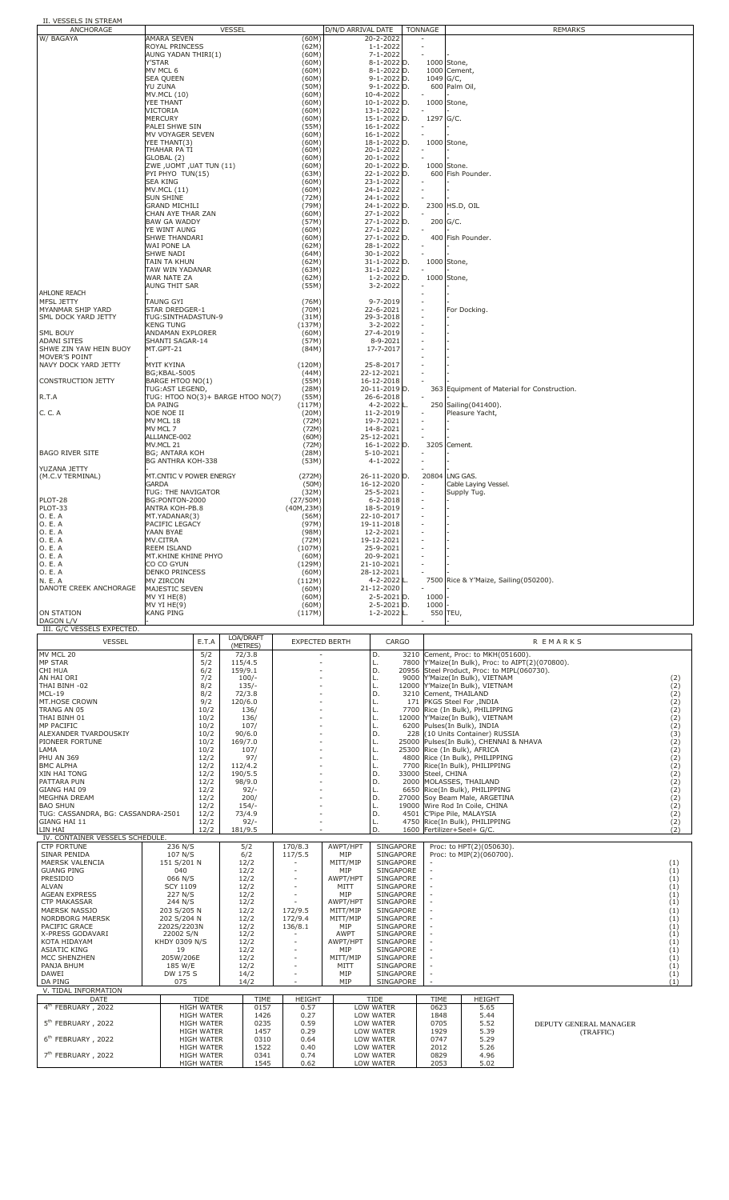II. VESSELS IN STREAM

| ANCHORAGE | VESSEL | | D/N/D ARRIVAL DATE | | TONNAGE | REMARKS |
|---|---|---|---|---|---|---|
| W/ BAGAYA | AMARA SEVEN | (60M) | 20-2-2022 | | - | |
| | ROYAL PRINCESS | (62M) | 1-1-2022 | | - | |
| | AUNG YADAN THIRI(1) | (60M) | 7-1-2022 | | - | - |
| | Y'STAR | (60M) | 8-1-2022 | D. | 1000 | Stone, |
| | MV MCL 6 | (60M) | 8-1-2022 | D. | 1000 | Cement, |
| | SEA QUEEN | (60M) | 9-1-2022 | D. | 1049 | G/C, |
| | YU ZUNA | (50M) | 9-1-2022 | D. | 600 | Palm Oil, |
| | MV.MCL (10) | (60M) | 10-4-2022 | | - | - |
| | YEE THANT | (60M) | 10-1-2022 | D. | 1000 | Stone, |
| | VICTORIA | (60M) | 13-1-2022 | | - | - |
| | MERCURY | (60M) | 15-1-2022 | D. | 1297 | G/C. |
| | PALEI SHWE SIN | (55M) | 16-1-2022 | | - | - |
| | MV VOYAGER SEVEN | (60M) | 16-1-2022 | | - | - |
| | YEE THANT(3) | (60M) | 18-1-2022 | D. | 1000 | Stone, |
| | THAHAR PA TI | (60M) | 20-1-2022 | | - | - |
| | GLOBAL (2) | (60M) | 20-1-2022 | | - | - |
| | ZWE ,UOMT ,UAT TUN (11) | (60M) | 20-1-2022 | D. | 1000 | Stone. |
| | PYI PHYO TUN(15) | (63M) | 22-1-2022 | D. | 600 | Fish Pounder. |
| | SEA KING | (60M) | 23-1-2022 | | - | - |
| | MV.MCL (11) | (60M) | 24-1-2022 | | - | - |
| | SUN SHINE | (72M) | 24-1-2022 | | - | - |
| | GRAND MICHILI | (79M) | 24-1-2022 | D. | 2300 | HS.D, OIL |
| | CHAN AYE THAR ZAN | (60M) | 27-1-2022 | | - | - |
| | BAW GA WADDY | (57M) | 27-1-2022 | D. | 200 | G/C. |
| | YE WINT AUNG | (60M) | 27-1-2022 | | - | - |
| | SHWE THANDARI | (60M) | 27-1-2022 | D. | 400 | Fish Pounder. |
| | WAI PONE LA | (62M) | 28-1-2022 | | - | - |
| | SHWE NADI | (64M) | 30-1-2022 | | - | - |
| | TAIN TA KHUN | (62M) | 31-1-2022 | D. | 1000 | Stone, |
| | TAW WIN YADANAR | (63M) | 31-1-2022 | | - | - |
| | WAR NATE ZA | (62M) | 1-2-2022 | D. | 1000 | Stone, |
| | AUNG THIT SAR | (55M) | 3-2-2022 | | - | - |
| AHLONE REACH | - | | | | - | |
| MFSL JETTY | TAUNG GYI | (76M) | 9-7-2019 | | - | - |
| MYANMAR SHIP YARD | STAR DREDGER-1 | (70M) | 22-6-2021 | | - | For Docking. |
| SML DOCK YARD JETTY | TUG:SINTHADASTUN-9 | (31M) | 29-3-2018 | | - | - |
| | KENG TUNG | (137M) | 3-2-2022 | | - | - |
| SML BOUY | ANDAMAN EXPLORER | (60M) | 27-4-2019 | | - | - |
| ADANI SITES | SHANTI SAGAR-14 | (57M) | 8-9-2021 | | - | - |
| SHWE ZIN YAW HEIN BUOY | MT.GPT-21 | (84M) | 17-7-2017 | | - | - |
| MOVER'S POINT | - | | | | - | |
| NAVY DOCK YARD JETTY | MYIT KYINA | (120M) | 25-8-2017 | | - | - |
| | BG;KBAL-5005 | (44M) | 22-12-2021 | | - | - |
| CONSTRUCTION JETTY | BARGE HTOO NO(1) | (55M) | 16-12-2018 | | - | - |
| | TUG:AST LEGEND, | (28M) | 20-11-2019 | D. | 363 | Equipment of Material for Construction. |
| R.T.A | TUG: HTOO NO(3)+ BARGE HTOO NO(7) | (55M) | 26-6-2018 | | - | - |
| | DA PAING | (117M) | 4-2-2022 | L. | 250 | Sailing(041400). |
| C. C. A | NOE NOE II | (20M) | 11-2-2019 | | - | Pleasure Yacht, |
| | MV MCL 18 | (72M) | 19-7-2021 | | - | - |
| | MV MCL 7 | (72M) | 14-8-2021 | | - | - |
| | ALLIANCE-002 | (60M) | 25-12-2021 | | - | - |
| | MV.MCL 21 | (72M) | 16-1-2022 | D. | 3205 | Cement. |
| BAGO RIVER SITE | BG; ANTARA KOH | (28M) | 5-10-2021 | | - | - |
| | BG ANTHRA KOH-338 | (53M) | 4-1-2022 | | - | - |
| YUZANA JETTY | - | | | | - | |
| (M.C.V TERMINAL) | MT.CNTIC V POWER ENERGY | (272M) | 26-11-2020 | D. | 20804 | LNG GAS. |
| | GARDA | (50M) | 16-12-2020 | | - | Cable Laying Vessel. |
| | TUG: THE NAVIGATOR | (32M) | 25-5-2021 | | - | Supply Tug. |
| PLOT-28 | BG:PONTON-2000 | (27/50M) | 6-2-2018 | | - | - |
| PLOT-33 | ANTRA KOH-PB.8 | (40M,23M) | 18-5-2019 | | - | - |
| O. E. A | MT.YADANAR(3) | (56M) | 22-10-2017 | | - | - |
| O. E. A | PACIFIC LEGACY | (97M) | 19-11-2018 | | - | - |
| O. E. A | YAAN BYAE | (98M) | 12-2-2021 | | - | - |
| O. E. A | MV.CITRA | (72M) | 19-12-2021 | | - | - |
| O. E. A | REEM ISLAND | (107M) | 25-9-2021 | | - | - |
| O. E. A | MT.KHINE KHINE PHYO | (60M) | 20-9-2021 | | - | - |
| O. E. A | CO CO GYUN | (129M) | 21-10-2021 | | - | - |
| O. E. A | DENKO PRINCESS | (60M) | 28-12-2021 | | - | - |
| N. E. A | MV ZIRCON | (112M) | 4-2-2022 | L. | 7500 | Rice & Y'Maize, Sailing(050200). |
| DANOTE CREEK ANCHORAGE | MAJESTIC SEVEN | (60M) | 21-12-2020 | | - | - |
| | MV YI HE(8) | (60M) | 2-5-2021 | D. | 1000 | - |
| | MV YI HE(9) | (60M) | 2-5-2021 | D. | 1000 | - |
| ON STATION | KANG PING | (117M) | 1-2-2022 | L. | 550 | TEU, |
| DAGON L/V | - | | | | - | |

III. G/C VESSELS EXPECTED.

| VESSEL | E.T.A | LOA/DRAFT (METRES) | EXPECTED BERTH | CARGO | | REMARKS | |
|---|---|---|---|---|---|---|---|
| MV MCL 20 | 5/2 | 72/3.8 | - | D. | 3210 | Cement, Proc: to MKH(051600). | |
| MP STAR | 5/2 | 115/4.5 | - | L. | 7800 | Y'Maize(In Bulk), Proc: to AIPT(2)(070800). | |
| CHI HUA | 6/2 | 159/9.1 | - | D. | 20956 | Steel Product, Proc: to MIPL(060730). | |
| AN HAI ORI | 7/2 | 100/- | - | L. | 9000 | Y'Maize(In Bulk), VIETNAM | (2) |
| THAI BINH -02 | 8/2 | 135/- | - | L. | 12000 | Y'Maize(In Bulk), VIETNAM | (2) |
| MCL-19 | 8/2 | 72/3.8 | - | D. | 3210 | Cement, THAILAND | (2) |
| MT.HOSE CROWN | 9/2 | 120/6.0 | - | L. | 171 | PKGS Steel For ,INDIA | (2) |
| TRANG AN 05 | 10/2 | 136/ | - | L. | 7700 | Rice (In Bulk), PHILIPPING | (2) |
| THAI BINH 01 | 10/2 | 136/ | - | L. | 12000 | Y'Maize(In Bulk), VIETNAM | (2) |
| MP PACIFIC | 10/2 | 107/ | - | L. | 6200 | Pulses(In Bulk), INDIA | (2) |
| ALEXANDER TVARDOUSKIY | 10/2 | 90/6.0 | - | D. | 228 | (10 Units Container) RUSSIA | (3) |
| PIONEER FORTUNE | 10/2 | 169/7.0 | - | L. | 25000 | Pulses(In Bulk), CHENNAI & NHAVA | (2) |
| LAMA | 10/2 | 107/ | - | L. | 25300 | Rice (In Bulk), AFRICA | (2) |
| PHU AN 369 | 12/2 | 97/ | - | L. | 4800 | Rice (In Bulk), PHILIPPING | (2) |
| BMC ALPHA | 12/2 | 112/4.2 | - | L. | 7700 | Rice(In Bulk), PHILIPPING | (2) |
| XIN HAI TONG | 12/2 | 190/5.5 | - | D. | 33000 | Steel, CHINA | (2) |
| PATTARA PUN | 12/2 | 98/9.0 | - | D. | 2000 | MOLASSES, THAILAND | (2) |
| GIANG HAI 09 | 12/2 | 92/- | - | L. | 6650 | Rice(In Bulk), PHILIPPING | (2) |
| MEGHNA DREAM | 12/2 | 200/ | - | D. | 27000 | Soy Beam Male, ARGETINA | (2) |
| BAO SHUN | 12/2 | 154/- | - | L. | 19000 | Wire Rod In Coile, CHINA | (2) |
| TUG: CASSANDRA, BG: CASSANDRA-2501 | 12/2 | 73/4.9 | - | D. | 4501 | C'Pipe Pile, MALAYSIA | (2) |
| GIANG HAI 11 | 12/2 | 92/- | - | L. | 4750 | Rice(In Bulk), PHILIPPING | (2) |
| LIN HAI | 12/2 | 181/9.5 | - | D. | 1600 | Fertilizer+Seel+ G/C. | (2) |

IV. CONTAINER VESSELS SCHEDULE.

| | | | | | | | |
|---|---|---|---|---|---|---|---|
| CTP FORTUNE | 236 N/S | 5/2 | 170/8.3 | AWPT/HPT | SINGAPORE | Proc: to HPT(2)(050630). | |
| SINAR PENIDA | 107 N/S | 6/2 | 117/5.5 | MIP | SINGAPORE | Proc: to MIP(2)(060700). | |
| MAERSK VALENCIA | 151 S/201 N | 12/2 | - | MITT/MIP | SINGAPORE | - | (1) |
| GUANG PING | 040 | 12/2 | - | MIP | SINGAPORE | - | (1) |
| PRESIDIO | 066 N/S | 12/2 | - | AWPT/HPT | SINGAPORE | - | (1) |
| ALVAN | SCY 1109 | 12/2 | - | MITT | SINGAPORE | - | (1) |
| AGEAN EXPRESS | 227 N/S | 12/2 | - | MIP | SINGAPORE | - | (1) |
| CTP MAKASSAR | 244 N/S | 12/2 | - | AWPT/HPT | SINGAPORE | - | (1) |
| MAERSK NASSJO | 203 S/205 N | 12/2 | 172/9.5 | MITT/MIP | SINGAPORE | - | (1) |
| NORDBORG MAERSK | 202 S/204 N | 12/2 | 172/9.4 | MITT/MIP | SINGAPORE | - | (1) |
| PACIFIC GRACE | 2202S/2203N | 12/2 | 136/8.1 | MIP | SINGAPORE | - | (1) |
| X-PRESS GODAVARI | 22002 S/N | 12/2 | - | AWPT | SINGAPORE | - | (1) |
| KOTA HIDAYAM | KHDY 0309 N/S | 12/2 | - | AWPT/HPT | SINGAPORE | - | (1) |
| ASIATIC KING | 19 | 12/2 | - | MIP | SINGAPORE | - | (1) |
| MCC SHENZHEN | 205W/206E | 12/2 | - | MITT/MIP | SINGAPORE | - | (1) |
| PANJA BHUM | 185 W/E | 12/2 | - | MITT | SINGAPORE | - | (1) |
| DAWEI | DW 175 S | 14/2 | - | MIP | SINGAPORE | - | (1) |
| DA PING | 075 | 14/2 | - | MIP | SINGAPORE | - | (1) |

V. TIDAL INFORMATION

| DATE | TIDE | TIME | HEIGHT | TIDE | TIME | HEIGHT |
|---|---|---|---|---|---|---|
| 4th FEBRUARY , 2022 | HIGH WATER | 0157 | 0.57 | LOW WATER | 0623 | 5.65 |
| | HIGH WATER | 1426 | 0.27 | LOW WATER | 1848 | 5.44 |
| 5th FEBRUARY , 2022 | HIGH WATER | 0235 | 0.59 | LOW WATER | 0705 | 5.52 |
| | HIGH WATER | 1457 | 0.29 | LOW WATER | 1929 | 5.39 |
| 6th FEBRUARY , 2022 | HIGH WATER | 0310 | 0.64 | LOW WATER | 0747 | 5.29 |
| | HIGH WATER | 1522 | 0.40 | LOW WATER | 2012 | 5.26 |
| 7th FEBRUARY , 2022 | HIGH WATER | 0341 | 0.74 | LOW WATER | 0829 | 4.96 |
| | HIGH WATER | 1545 | 0.62 | LOW WATER | 2053 | 5.02 |

DEPUTY GENERAL MANAGER
(TRAFFIC)